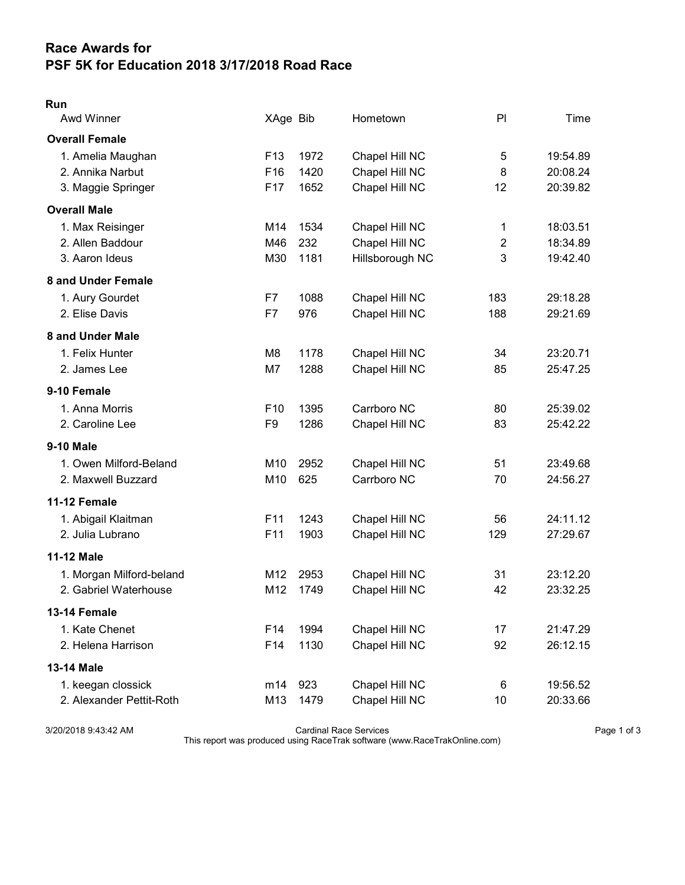# Race Awards for
# PSF 5K for Education 2018 3/17/2018 Road Race

## Run

| Awd Winner | XAge | Bib | Hometown | Pl | Time |
|---|---|---|---|---|---|
| **Overall Female** | | | | | |
| 1. Amelia Maughan | F13 | 1972 | Chapel Hill NC | 5 | 19:54.89 |
| 2. Annika Narbut | F16 | 1420 | Chapel Hill NC | 8 | 20:08.24 |
| 3. Maggie Springer | F17 | 1652 | Chapel Hill NC | 12 | 20:39.82 |
| **Overall Male** | | | | | |
| 1. Max Reisinger | M14 | 1534 | Chapel Hill NC | 1 | 18:03.51 |
| 2. Allen Baddour | M46 | 232 | Chapel Hill NC | 2 | 18:34.89 |
| 3. Aaron Ideus | M30 | 1181 | Hillsborough NC | 3 | 19:42.40 |
| **8 and Under Female** | | | | | |
| 1. Aury Gourdet | F7 | 1088 | Chapel Hill NC | 183 | 29:18.28 |
| 2. Elise Davis | F7 | 976 | Chapel Hill NC | 188 | 29:21.69 |
| **8 and Under Male** | | | | | |
| 1. Felix Hunter | M8 | 1178 | Chapel Hill NC | 34 | 23:20.71 |
| 2. James Lee | M7 | 1288 | Chapel Hill NC | 85 | 25:47.25 |
| **9-10 Female** | | | | | |
| 1. Anna Morris | F10 | 1395 | Carrboro NC | 80 | 25:39.02 |
| 2. Caroline Lee | F9 | 1286 | Chapel Hill NC | 83 | 25:42.22 |
| **9-10 Male** | | | | | |
| 1. Owen Milford-Beland | M10 | 2952 | Chapel Hill NC | 51 | 23:49.68 |
| 2. Maxwell Buzzard | M10 | 625 | Carrboro NC | 70 | 24:56.27 |
| **11-12 Female** | | | | | |
| 1. Abigail Klaitman | F11 | 1243 | Chapel Hill NC | 56 | 24:11.12 |
| 2. Julia Lubrano | F11 | 1903 | Chapel Hill NC | 129 | 27:29.67 |
| **11-12 Male** | | | | | |
| 1. Morgan Milford-beland | M12 | 2953 | Chapel Hill NC | 31 | 23:12.20 |
| 2. Gabriel Waterhouse | M12 | 1749 | Chapel Hill NC | 42 | 23:32.25 |
| **13-14 Female** | | | | | |
| 1. Kate Chenet | F14 | 1994 | Chapel Hill NC | 17 | 21:47.29 |
| 2. Helena Harrison | F14 | 1130 | Chapel Hill NC | 92 | 26:12.15 |
| **13-14 Male** | | | | | |
| 1. keegan clossick | m14 | 923 | Chapel Hill NC | 6 | 19:56.52 |
| 2. Alexander Pettit-Roth | M13 | 1479 | Chapel Hill NC | 10 | 20:33.66 |

3/20/2018 9:43:42 AM Cardinal Race Services
This report was produced using RaceTrak software (www.RaceTrakOnline.com)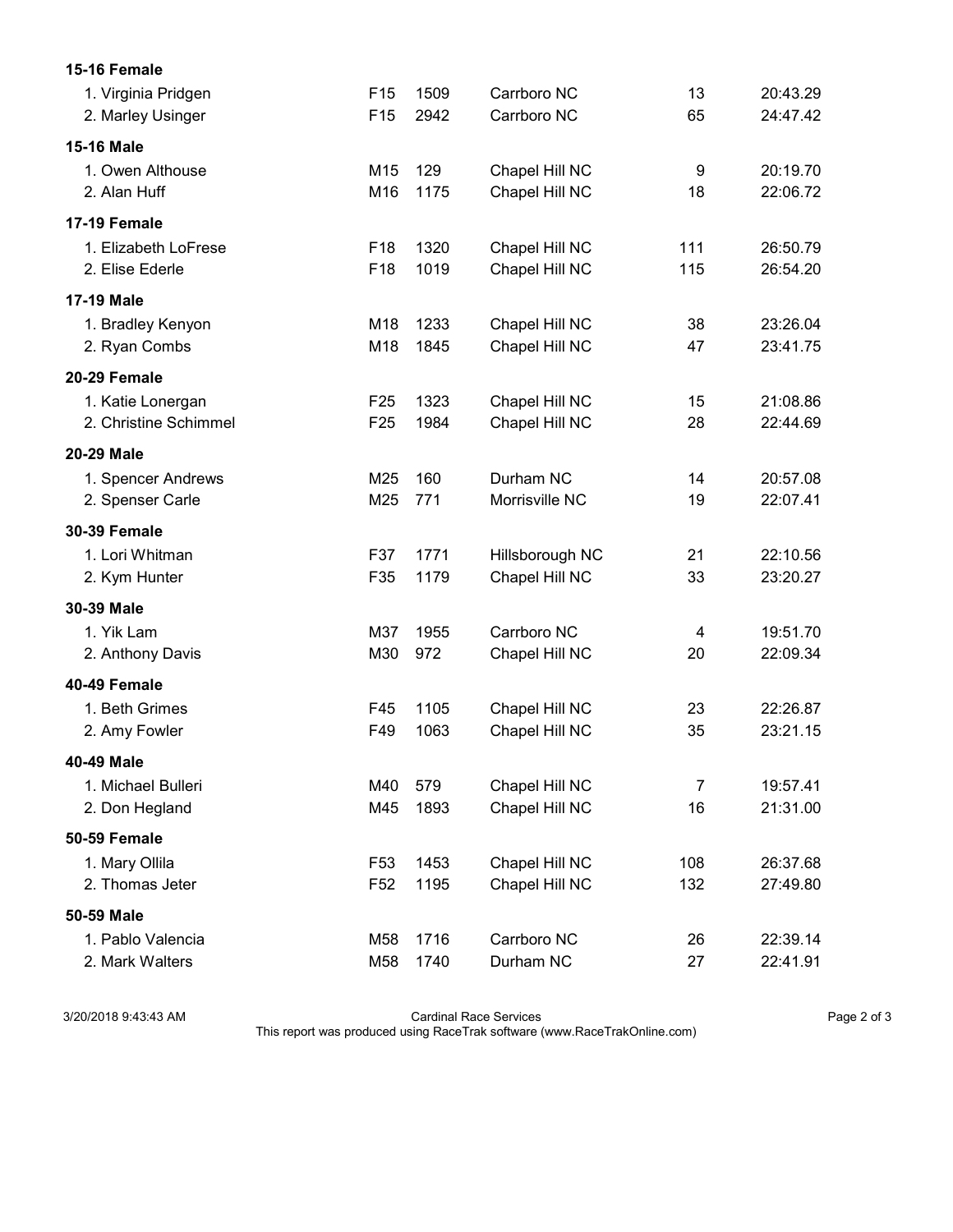**15-16 Female**

| Place/Name | Div | Bib | City | Overall | Time |
|---|---|---|---|---|---|
| 1. Virginia Pridgen | F15 | 1509 | Carrboro NC | 13 | 20:43.29 |
| 2. Marley Usinger | F15 | 2942 | Carrboro NC | 65 | 24:47.42 |

**15-16 Male**

| Place/Name | Div | Bib | City | Overall | Time |
|---|---|---|---|---|---|
| 1. Owen Althouse | M15 | 129 | Chapel Hill NC | 9 | 20:19.70 |
| 2. Alan Huff | M16 | 1175 | Chapel Hill NC | 18 | 22:06.72 |

**17-19 Female**

| Place/Name | Div | Bib | City | Overall | Time |
|---|---|---|---|---|---|
| 1. Elizabeth LoFrese | F18 | 1320 | Chapel Hill NC | 111 | 26:50.79 |
| 2. Elise Ederle | F18 | 1019 | Chapel Hill NC | 115 | 26:54.20 |

**17-19 Male**

| Place/Name | Div | Bib | City | Overall | Time |
|---|---|---|---|---|---|
| 1. Bradley Kenyon | M18 | 1233 | Chapel Hill NC | 38 | 23:26.04 |
| 2. Ryan Combs | M18 | 1845 | Chapel Hill NC | 47 | 23:41.75 |

**20-29 Female**

| Place/Name | Div | Bib | City | Overall | Time |
|---|---|---|---|---|---|
| 1. Katie Lonergan | F25 | 1323 | Chapel Hill NC | 15 | 21:08.86 |
| 2. Christine Schimmel | F25 | 1984 | Chapel Hill NC | 28 | 22:44.69 |

**20-29 Male**

| Place/Name | Div | Bib | City | Overall | Time |
|---|---|---|---|---|---|
| 1. Spencer Andrews | M25 | 160 | Durham NC | 14 | 20:57.08 |
| 2. Spenser Carle | M25 | 771 | Morrisville NC | 19 | 22:07.41 |

**30-39 Female**

| Place/Name | Div | Bib | City | Overall | Time |
|---|---|---|---|---|---|
| 1. Lori Whitman | F37 | 1771 | Hillsborough NC | 21 | 22:10.56 |
| 2. Kym Hunter | F35 | 1179 | Chapel Hill NC | 33 | 23:20.27 |

**30-39 Male**

| Place/Name | Div | Bib | City | Overall | Time |
|---|---|---|---|---|---|
| 1. Yik Lam | M37 | 1955 | Carrboro NC | 4 | 19:51.70 |
| 2. Anthony Davis | M30 | 972 | Chapel Hill NC | 20 | 22:09.34 |

**40-49 Female**

| Place/Name | Div | Bib | City | Overall | Time |
|---|---|---|---|---|---|
| 1. Beth Grimes | F45 | 1105 | Chapel Hill NC | 23 | 22:26.87 |
| 2. Amy Fowler | F49 | 1063 | Chapel Hill NC | 35 | 23:21.15 |

**40-49 Male**

| Place/Name | Div | Bib | City | Overall | Time |
|---|---|---|---|---|---|
| 1. Michael Bulleri | M40 | 579 | Chapel Hill NC | 7 | 19:57.41 |
| 2. Don Hegland | M45 | 1893 | Chapel Hill NC | 16 | 21:31.00 |

**50-59 Female**

| Place/Name | Div | Bib | City | Overall | Time |
|---|---|---|---|---|---|
| 1. Mary Ollila | F53 | 1453 | Chapel Hill NC | 108 | 26:37.68 |
| 2. Thomas Jeter | F52 | 1195 | Chapel Hill NC | 132 | 27:49.80 |

**50-59 Male**

| Place/Name | Div | Bib | City | Overall | Time |
|---|---|---|---|---|---|
| 1. Pablo Valencia | M58 | 1716 | Carrboro NC | 26 | 22:39.14 |
| 2. Mark Walters | M58 | 1740 | Durham NC | 27 | 22:41.91 |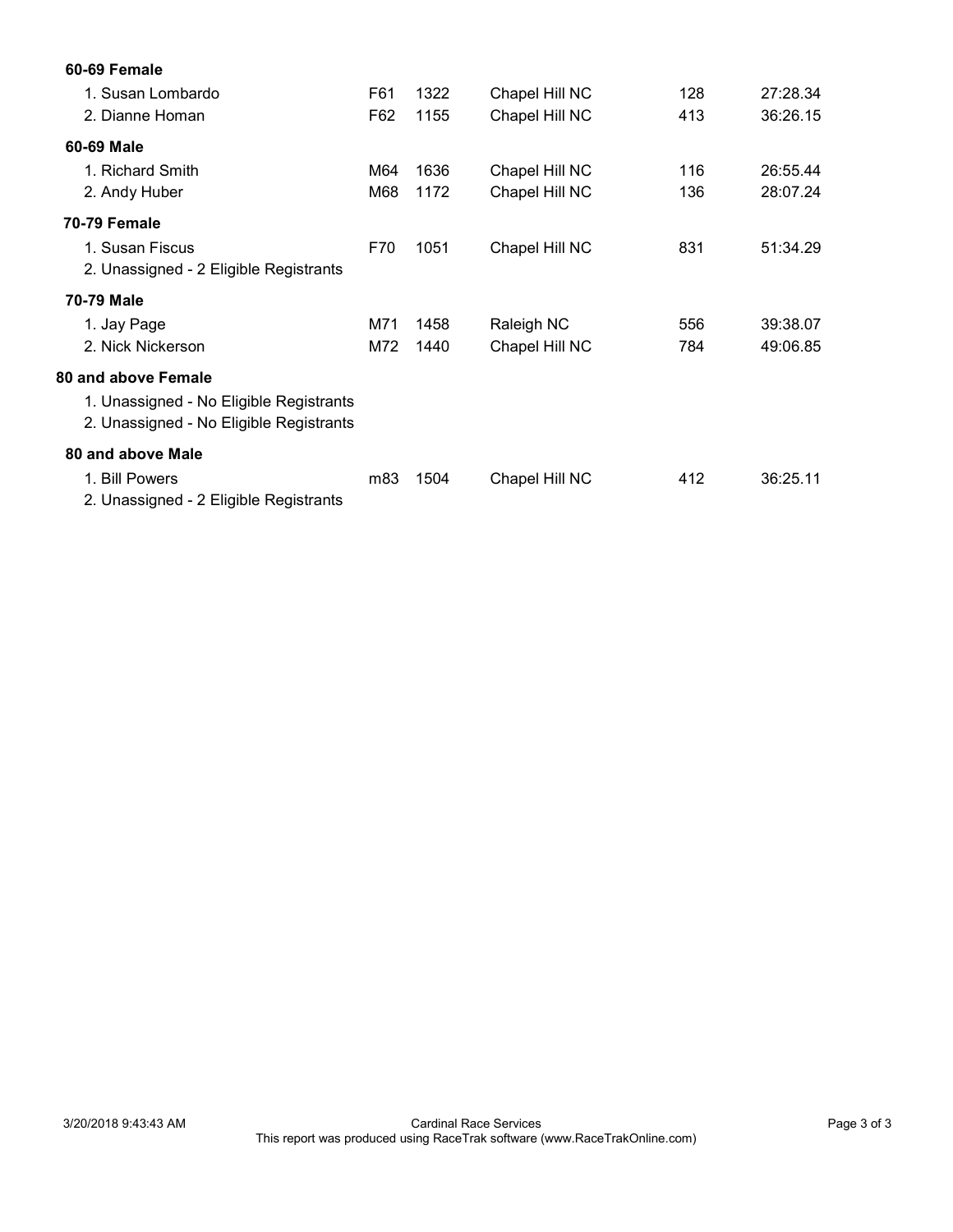**60-69 Female**

| | | | | | |
|---|---|---|---|---|---|
| 1. Susan Lombardo | F61 | 1322 | Chapel Hill NC | 128 | 27:28.34 |
| 2. Dianne Homan | F62 | 1155 | Chapel Hill NC | 413 | 36:26.15 |

**60-69 Male**

| | | | | | |
|---|---|---|---|---|---|
| 1. Richard Smith | M64 | 1636 | Chapel Hill NC | 116 | 26:55.44 |
| 2. Andy Huber | M68 | 1172 | Chapel Hill NC | 136 | 28:07.24 |

**70-79 Female**

| | | | | | |
|---|---|---|---|---|---|
| 1. Susan Fiscus | F70 | 1051 | Chapel Hill NC | 831 | 51:34.29 |
| 2. Unassigned - 2 Eligible Registrants | | | | | |

**70-79 Male**

| | | | | | |
|---|---|---|---|---|---|
| 1. Jay Page | M71 | 1458 | Raleigh NC | 556 | 39:38.07 |
| 2. Nick Nickerson | M72 | 1440 | Chapel Hill NC | 784 | 49:06.85 |

**80 and above Female**

1. Unassigned - No Eligible Registrants
2. Unassigned - No Eligible Registrants

**80 and above Male**

| | | | | | |
|---|---|---|---|---|---|
| 1. Bill Powers | m83 | 1504 | Chapel Hill NC | 412 | 36:25.11 |
| 2. Unassigned - 2 Eligible Registrants | | | | | |

3/20/2018 9:43:43 AM

Cardinal Race Services
This report was produced using RaceTrak software (www.RaceTrakOnline.com)